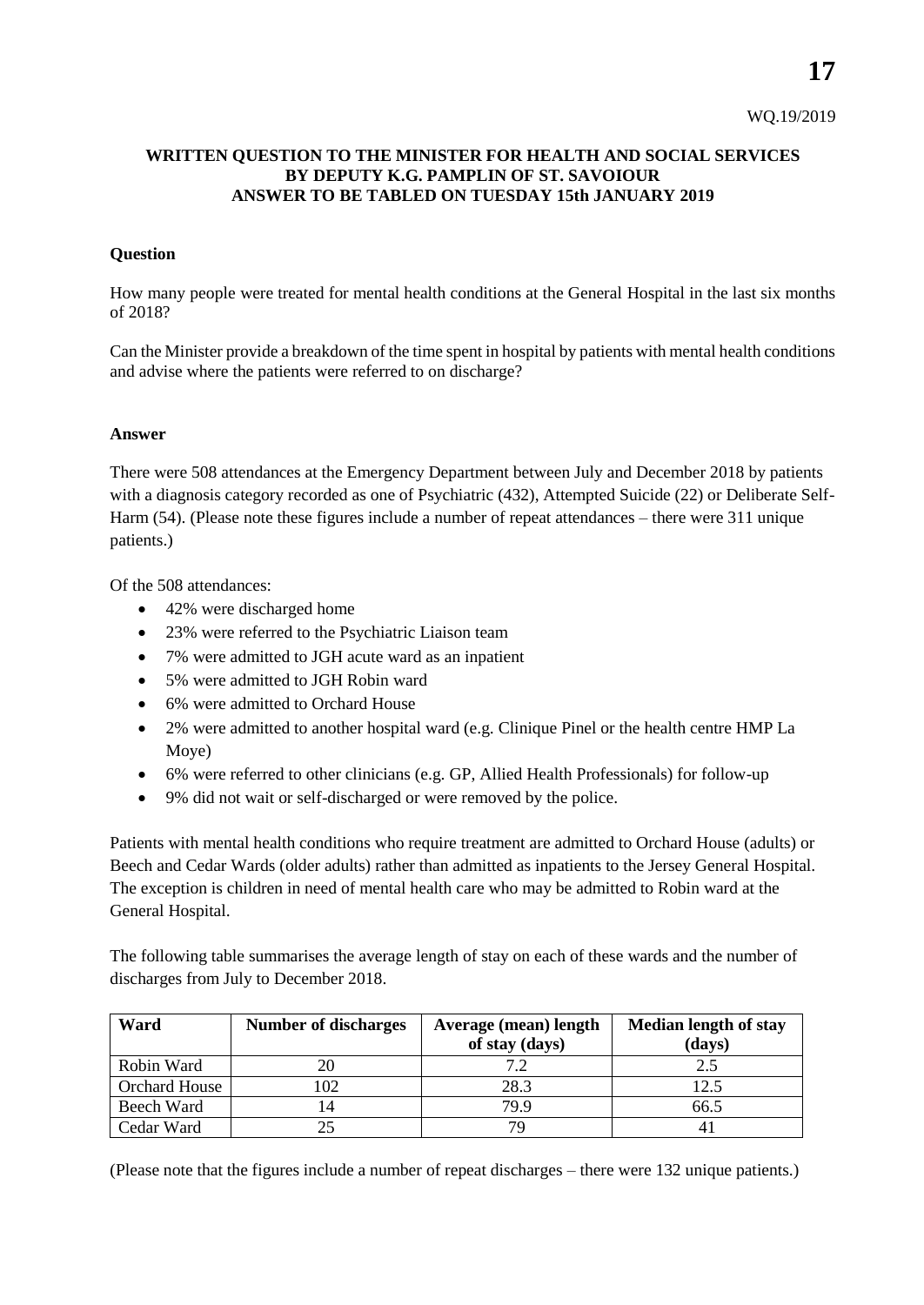WQ.19/2019

**WRITTEN QUESTION TO THE MINISTER FOR HEALTH AND SOCIAL SERVICES BY DEPUTY K.G. PAMPLIN OF ST. SAVOIOUR ANSWER TO BE TABLED ON TUESDAY 15th JANUARY 2019**

**Question**

How many people were treated for mental health conditions at the General Hospital in the last six months of 2018?

Can the Minister provide a breakdown of the time spent in hospital by patients with mental health conditions and advise where the patients were referred to on discharge?

**Answer**

There were 508 attendances at the Emergency Department between July and December 2018 by patients with a diagnosis category recorded as one of Psychiatric (432), Attempted Suicide (22) or Deliberate Self-Harm (54). (Please note these figures include a number of repeat attendances – there were 311 unique patients.)

Of the 508 attendances:

- 42% were discharged home
- 23% were referred to the Psychiatric Liaison team
- 7% were admitted to JGH acute ward as an inpatient
- 5% were admitted to JGH Robin ward
- 6% were admitted to Orchard House
- 2% were admitted to another hospital ward (e.g. Clinique Pinel or the health centre HMP La Moye)
- 6% were referred to other clinicians (e.g. GP, Allied Health Professionals) for follow-up
- 9% did not wait or self-discharged or were removed by the police.

Patients with mental health conditions who require treatment are admitted to Orchard House (adults) or Beech and Cedar Wards (older adults) rather than admitted as inpatients to the Jersey General Hospital. The exception is children in need of mental health care who may be admitted to Robin ward at the General Hospital.

The following table summarises the average length of stay on each of these wards and the number of discharges from July to December 2018.

| Ward | Number of discharges | Average (mean) length of stay (days) | Median length of stay (days) |
|---|---|---|---|
| Robin Ward | 20 | 7.2 | 2.5 |
| Orchard House | 102 | 28.3 | 12.5 |
| Beech Ward | 14 | 79.9 | 66.5 |
| Cedar Ward | 25 | 79 | 41 |

(Please note that the figures include a number of repeat discharges – there were 132 unique patients.)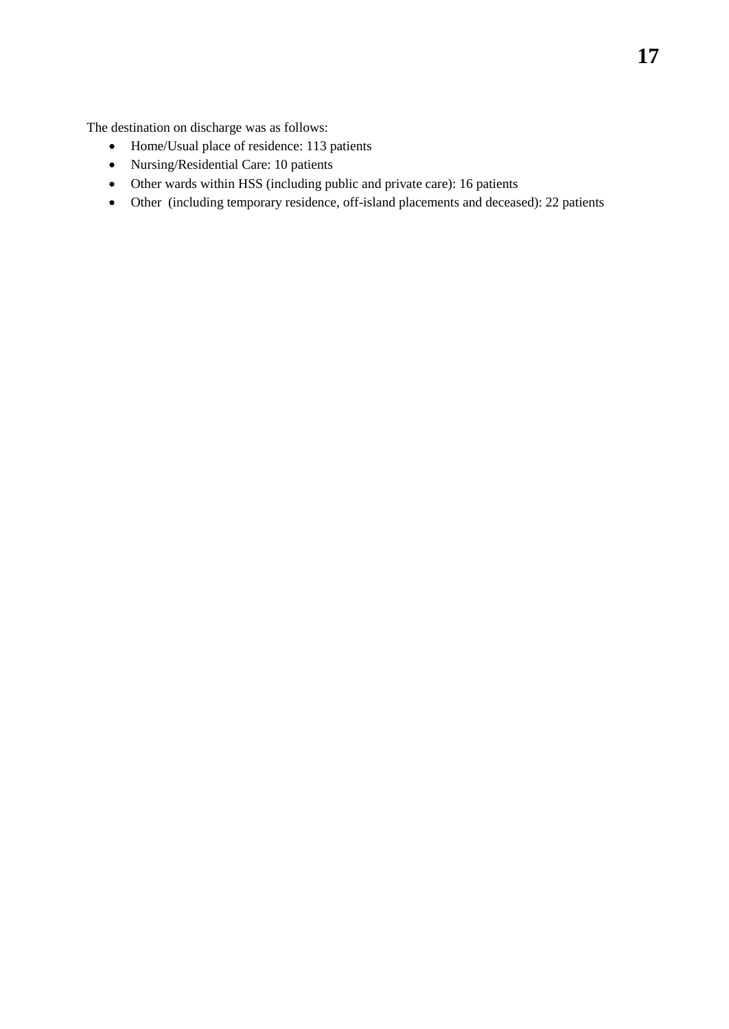The destination on discharge was as follows:

- Home/Usual place of residence: 113 patients
- Nursing/Residential Care: 10 patients
- Other wards within HSS (including public and private care): 16 patients
- Other (including temporary residence, off-island placements and deceased): 22 patients